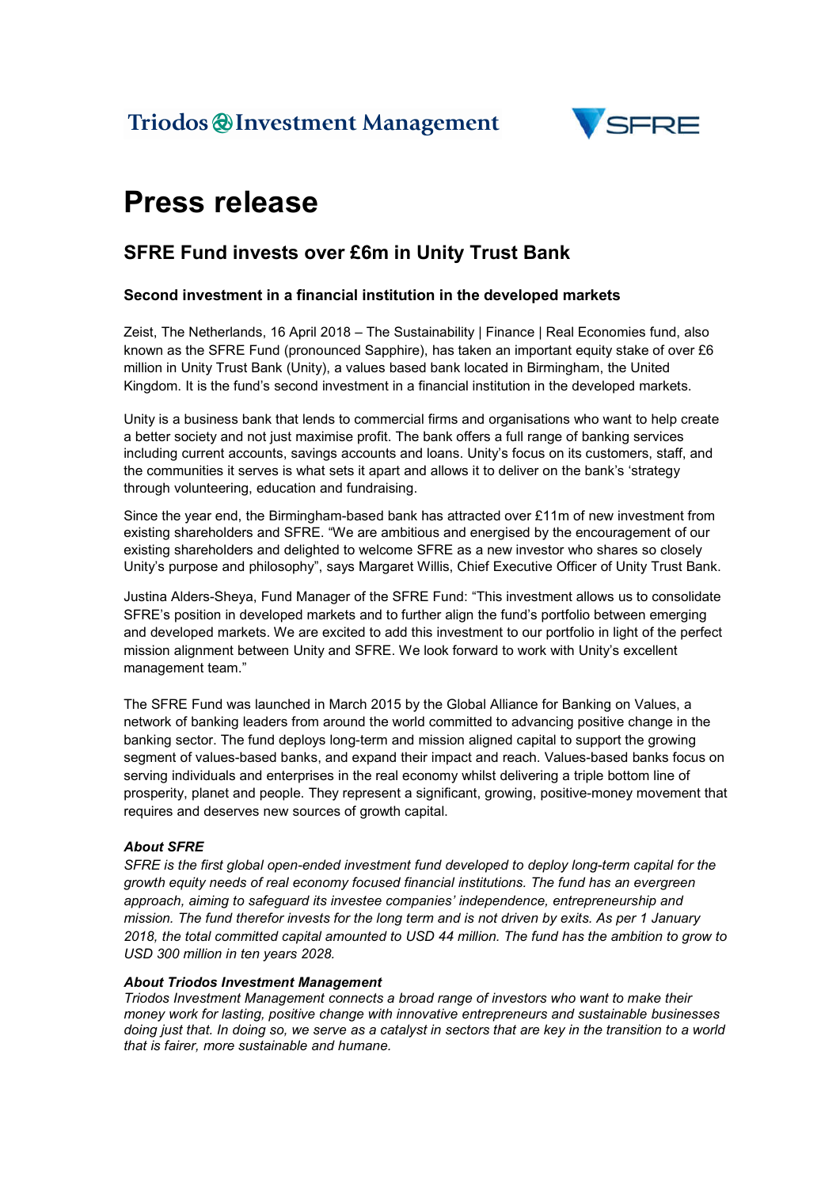Triodos Investment Management

SFRE

# Press release

## SFRE Fund invests over £6m in Unity Trust Bank

### Second investment in a financial institution in the developed markets

Zeist, The Netherlands, 16 April 2018 – The Sustainability | Finance | Real Economies fund, also known as the SFRE Fund (pronounced Sapphire), has taken an important equity stake of over £6 million in Unity Trust Bank (Unity), a values based bank located in Birmingham, the United Kingdom. It is the fund's second investment in a financial institution in the developed markets.

Unity is a business bank that lends to commercial firms and organisations who want to help create a better society and not just maximise profit. The bank offers a full range of banking services including current accounts, savings accounts and loans. Unity's focus on its customers, staff, and the communities it serves is what sets it apart and allows it to deliver on the bank's 'strategy through volunteering, education and fundraising.

Since the year end, the Birmingham-based bank has attracted over £11m of new investment from existing shareholders and SFRE. "We are ambitious and energised by the encouragement of our existing shareholders and delighted to welcome SFRE as a new investor who shares so closely Unity's purpose and philosophy", says Margaret Willis, Chief Executive Officer of Unity Trust Bank.

Justina Alders-Sheya, Fund Manager of the SFRE Fund: "This investment allows us to consolidate SFRE's position in developed markets and to further align the fund's portfolio between emerging and developed markets. We are excited to add this investment to our portfolio in light of the perfect mission alignment between Unity and SFRE. We look forward to work with Unity's excellent management team."

The SFRE Fund was launched in March 2015 by the Global Alliance for Banking on Values, a network of banking leaders from around the world committed to advancing positive change in the banking sector. The fund deploys long-term and mission aligned capital to support the growing segment of values-based banks, and expand their impact and reach. Values-based banks focus on serving individuals and enterprises in the real economy whilst delivering a triple bottom line of prosperity, planet and people. They represent a significant, growing, positive-money movement that requires and deserves new sources of growth capital.

***About SFRE***
*SFRE is the first global open-ended investment fund developed to deploy long-term capital for the growth equity needs of real economy focused financial institutions. The fund has an evergreen approach, aiming to safeguard its investee companies' independence, entrepreneurship and mission. The fund therefor invests for the long term and is not driven by exits. As per 1 January 2018, the total committed capital amounted to USD 44 million. The fund has the ambition to grow to USD 300 million in ten years 2028.*

***About Triodos Investment Management***
*Triodos Investment Management connects a broad range of investors who want to make their money work for lasting, positive change with innovative entrepreneurs and sustainable businesses doing just that. In doing so, we serve as a catalyst in sectors that are key in the transition to a world that is fairer, more sustainable and humane.*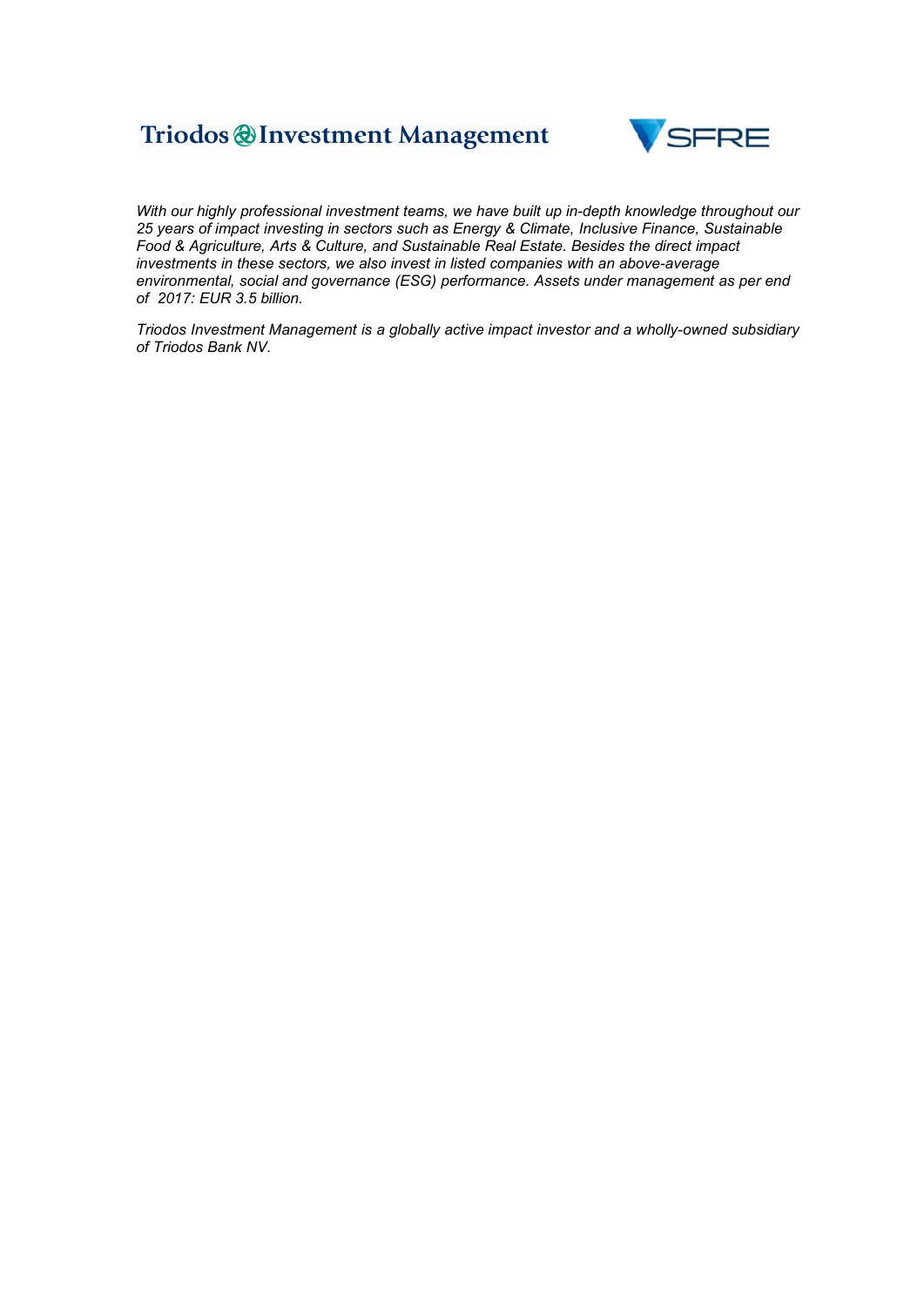Triodos Investment Management

SFRE

*With our highly professional investment teams, we have built up in-depth knowledge throughout our 25 years of impact investing in sectors such as Energy & Climate, Inclusive Finance, Sustainable Food & Agriculture, Arts & Culture, and Sustainable Real Estate. Besides the direct impact investments in these sectors, we also invest in listed companies with an above-average environmental, social and governance (ESG) performance. Assets under management as per end of 2017: EUR 3.5 billion.*

*Triodos Investment Management is a globally active impact investor and a wholly-owned subsidiary of Triodos Bank NV.*